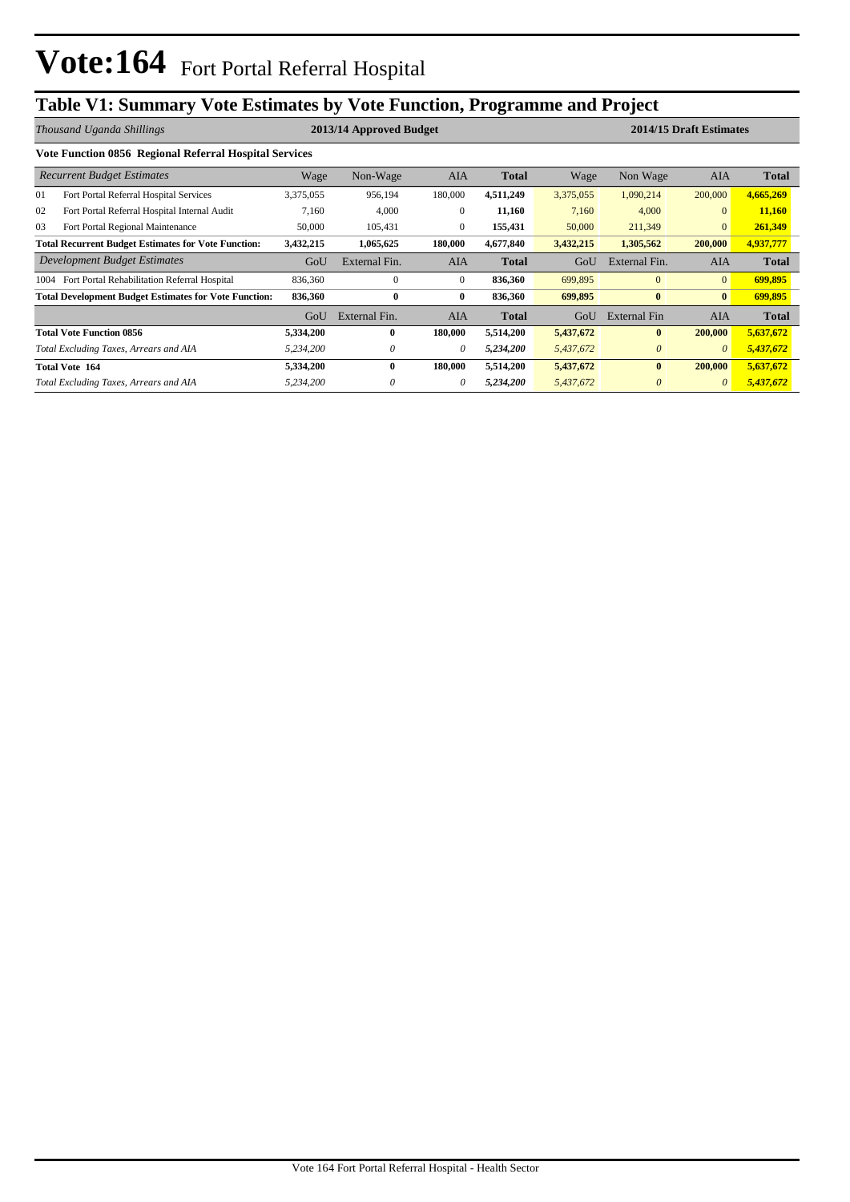# Vote:164 Fort Portal Referral Hospital

## Table V1: Summary Vote Estimates by Vote Function, Programme and Project

| *Thousand Uganda Shillings* | 2013/14 Approved Budget | | | | 2014/15 Draft Estimates | | | |
|---|---|---|---|---|---|---|---|---|
| **Vote Function 0856 Regional Referral Hospital Services** | | | | | | | | |
| *Recurrent Budget Estimates* | Wage | Non-Wage | AIA | **Total** | Wage | Non Wage | AIA | **Total** |
| 01 Fort Portal Referral Hospital Services | 3,375,055 | 956,194 | 180,000 | **4,511,249** | 3,375,055 | 1,090,214 | 200,000 | **4,665,269** |
| 02 Fort Portal Referral Hospital Internal Audit | 7,160 | 4,000 | 0 | **11,160** | 7,160 | 4,000 | 0 | **11,160** |
| 03 Fort Portal Regional Maintenance | 50,000 | 105,431 | 0 | **155,431** | 50,000 | 211,349 | 0 | **261,349** |
| **Total Recurrent Budget Estimates for Vote Function:** | **3,432,215** | **1,065,625** | **180,000** | **4,677,840** | **3,432,215** | **1,305,562** | **200,000** | **4,937,777** |
| *Development Budget Estimates* | GoU | External Fin. | AIA | **Total** | GoU | External Fin. | AIA | **Total** |
| 1004 Fort Portal Rehabilitation Referral Hospital | 836,360 | 0 | 0 | **836,360** | 699,895 | 0 | 0 | **699,895** |
| **Total Development Budget Estimates for Vote Function:** | **836,360** | **0** | **0** | **836,360** | **699,895** | **0** | **0** | **699,895** |
| | GoU | External Fin. | AIA | **Total** | GoU | External Fin | AIA | **Total** |
| **Total Vote Function 0856** | **5,334,200** | **0** | **180,000** | **5,514,200** | **5,437,672** | **0** | **200,000** | **5,637,672** |
| *Total Excluding Taxes, Arrears and AIA* | *5,234,200* | *0* | *0* | ***5,234,200*** | *5,437,672* | *0* | *0* | ***5,437,672*** |
| **Total Vote 164** | **5,334,200** | **0** | **180,000** | **5,514,200** | **5,437,672** | **0** | **200,000** | **5,637,672** |
| *Total Excluding Taxes, Arrears and AIA* | *5,234,200* | *0* | *0* | ***5,234,200*** | *5,437,672* | *0* | *0* | ***5,437,672*** |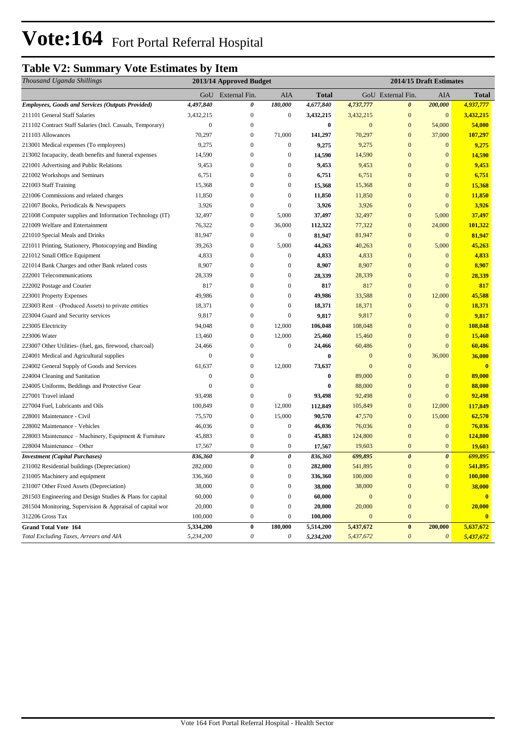# Vote:164 Fort Portal Referral Hospital

## Table V2: Summary Vote Estimates by Item

| *Thousand Uganda Shillings* | 2013/14 Approved Budget | | | | 2014/15 Draft Estimates | | | |
|---|---|---|---|---|---|---|---|---|
| | GoU | External Fin. | AIA | Total | GoU | External Fin. | AIA | Total |
| ***Employees, Goods and Services (Outputs Provided)*** | ***4,497,840*** | ***0*** | ***180,000*** | ***4,677,840*** | ***4,737,777*** | ***0*** | ***200,000*** | ***4,937,777*** |
| 211101 General Staff Salaries | 3,432,215 | 0 | 0 | **3,432,215** | 3,432,215 | 0 | 0 | **3,432,215** |
| 211102 Contract Staff Salaries (Incl. Casuals, Temporary) | 0 | 0 | | **0** | 0 | 0 | 54,000 | **54,000** |
| 211103 Allowances | 70,297 | 0 | 71,000 | **141,297** | 70,297 | 0 | 37,000 | **107,297** |
| 213001 Medical expenses (To employees) | 9,275 | 0 | 0 | **9,275** | 9,275 | 0 | 0 | **9,275** |
| 213002 Incapacity, death benefits and funeral expenses | 14,590 | 0 | 0 | **14,590** | 14,590 | 0 | 0 | **14,590** |
| 221001 Advertising and Public Relations | 9,453 | 0 | 0 | **9,453** | 9,453 | 0 | 0 | **9,453** |
| 221002 Workshops and Seminars | 6,751 | 0 | 0 | **6,751** | 6,751 | 0 | 0 | **6,751** |
| 221003 Staff Training | 15,368 | 0 | 0 | **15,368** | 15,368 | 0 | 0 | **15,368** |
| 221006 Commissions and related charges | 11,850 | 0 | 0 | **11,850** | 11,850 | 0 | 0 | **11,850** |
| 221007 Books, Periodicals & Newspapers | 3,926 | 0 | 0 | **3,926** | 3,926 | 0 | 0 | **3,926** |
| 221008 Computer supplies and Information Technology (IT) | 32,497 | 0 | 5,000 | **37,497** | 32,497 | 0 | 5,000 | **37,497** |
| 221009 Welfare and Entertainment | 76,322 | 0 | 36,000 | **112,322** | 77,322 | 0 | 24,000 | **101,322** |
| 221010 Special Meals and Drinks | 81,947 | 0 | 0 | **81,947** | 81,947 | 0 | 0 | **81,947** |
| 221011 Printing, Stationery, Photocopying and Binding | 39,263 | 0 | 5,000 | **44,263** | 40,263 | 0 | 5,000 | **45,263** |
| 221012 Small Office Equipment | 4,833 | 0 | 0 | **4,833** | 4,833 | 0 | 0 | **4,833** |
| 221014 Bank Charges and other Bank related costs | 8,907 | 0 | 0 | **8,907** | 8,907 | 0 | 0 | **8,907** |
| 222001 Telecommunications | 28,339 | 0 | 0 | **28,339** | 28,339 | 0 | 0 | **28,339** |
| 222002 Postage and Courier | 817 | 0 | 0 | **817** | 817 | 0 | 0 | **817** |
| 223001 Property Expenses | 49,986 | 0 | 0 | **49,986** | 33,588 | 0 | 12,000 | **45,588** |
| 223003 Rent – (Produced Assets) to private entities | 18,371 | 0 | 0 | **18,371** | 18,371 | 0 | 0 | **18,371** |
| 223004 Guard and Security services | 9,817 | 0 | 0 | **9,817** | 9,817 | 0 | 0 | **9,817** |
| 223005 Electricity | 94,048 | 0 | 12,000 | **106,048** | 108,048 | 0 | 0 | **108,048** |
| 223006 Water | 13,460 | 0 | 12,000 | **25,460** | 15,460 | 0 | 0 | **15,460** |
| 223007 Other Utilities- (fuel, gas, firewood, charcoal) | 24,466 | 0 | 0 | **24,466** | 60,486 | 0 | 0 | **60,486** |
| 224001 Medical and Agricultural supplies | 0 | 0 | | **0** | 0 | 0 | 36,000 | **36,000** |
| 224002 General Supply of Goods and Services | 61,637 | 0 | 12,000 | **73,637** | 0 | 0 | | **0** |
| 224004 Cleaning and Sanitation | 0 | 0 | | **0** | 89,000 | 0 | 0 | **89,000** |
| 224005 Uniforms, Beddings and Protective Gear | 0 | 0 | | **0** | 88,000 | 0 | 0 | **88,000** |
| 227001 Travel inland | 93,498 | 0 | 0 | **93,498** | 92,498 | 0 | 0 | **92,498** |
| 227004 Fuel, Lubricants and Oils | 100,849 | 0 | 12,000 | **112,849** | 105,849 | 0 | 12,000 | **117,849** |
| 228001 Maintenance - Civil | 75,570 | 0 | 15,000 | **90,570** | 47,570 | 0 | 15,000 | **62,570** |
| 228002 Maintenance - Vehicles | 46,036 | 0 | 0 | **46,036** | 76,036 | 0 | 0 | **76,036** |
| 228003 Maintenance – Machinery, Equipment & Furniture | 45,883 | 0 | 0 | **45,883** | 124,800 | 0 | 0 | **124,800** |
| 228004 Maintenance – Other | 17,567 | 0 | 0 | **17,567** | 19,603 | 0 | 0 | **19,603** |
| ***Investment (Capital Purchases)*** | ***836,360*** | ***0*** | ***0*** | ***836,360*** | ***699,895*** | ***0*** | ***0*** | ***699,895*** |
| 231002 Residential buildings (Depreciation) | 282,000 | 0 | 0 | **282,000** | 541,895 | 0 | 0 | **541,895** |
| 231005 Machinery and equipment | 336,360 | 0 | 0 | **336,360** | 100,000 | 0 | 0 | **100,000** |
| 231007 Other Fixed Assets (Depreciation) | 38,000 | 0 | 0 | **38,000** | 38,000 | 0 | 0 | **38,000** |
| 281503 Engineering and Design Studies & Plans for capital | 60,000 | 0 | 0 | **60,000** | 0 | 0 | | **0** |
| 281504 Monitoring, Supervision & Appraisal of capital wor | 20,000 | 0 | 0 | **20,000** | 20,000 | 0 | 0 | **20,000** |
| 312206 Gross Tax | 100,000 | 0 | 0 | **100,000** | 0 | 0 | | **0** |
| **Grand Total Vote 164** | **5,334,200** | **0** | **180,000** | **5,514,200** | **5,437,672** | **0** | **200,000** | **5,637,672** |
| *Total Excluding Taxes, Arrears and AIA* | *5,234,200* | *0* | *0* | ***5,234,200*** | *5,437,672* | *0* | *0* | ***5,437,672*** |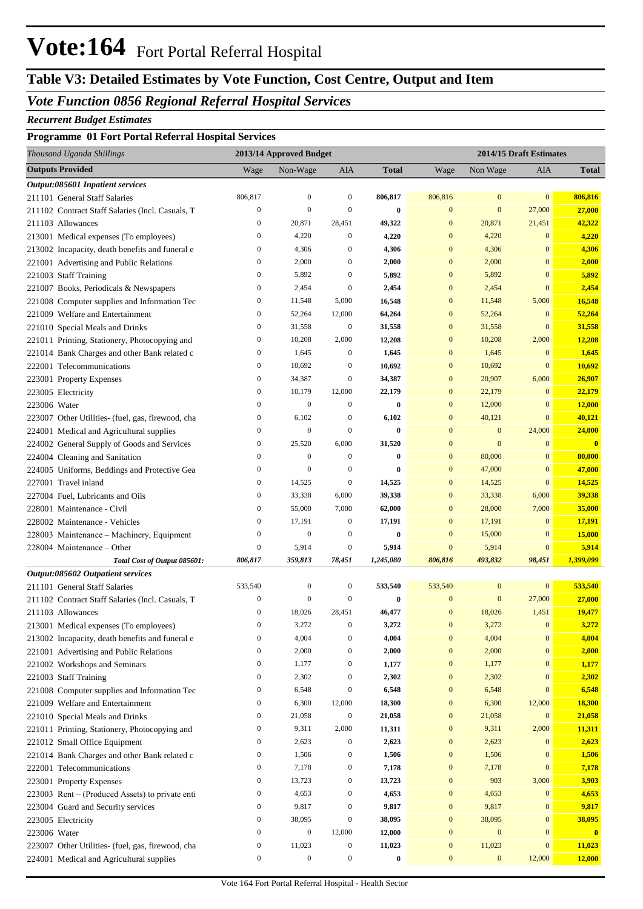# Vote:164 Fort Portal Referral Hospital

## Table V3: Detailed Estimates by Vote Function, Cost Centre, Output and Item

### *Vote Function 0856 Regional Referral Hospital Services*

***Recurrent Budget Estimates***

**Programme 01 Fort Portal Referral Hospital Services**

| *Thousand Uganda Shillings* | 2013/14 Approved Budget | | | | 2014/15 Draft Estimates | | | |
|---|---|---|---|---|---|---|---|---|
| **Outputs Provided** | Wage | Non-Wage | AIA | **Total** | Wage | Non Wage | AIA | **Total** |
| ***Output:085601 Inpatient services*** | | | | | | | | |
| 211101 General Staff Salaries | 806,817 | 0 | 0 | **806,817** | 806,816 | 0 | 0 | **806,816** |
| 211102 Contract Staff Salaries (Incl. Casuals, T | 0 | 0 | 0 | **0** | 0 | 0 | 27,000 | **27,000** |
| 211103 Allowances | 0 | 20,871 | 28,451 | **49,322** | 0 | 20,871 | 21,451 | **42,322** |
| 213001 Medical expenses (To employees) | 0 | 4,220 | 0 | **4,220** | 0 | 4,220 | 0 | **4,220** |
| 213002 Incapacity, death benefits and funeral e | 0 | 4,306 | 0 | **4,306** | 0 | 4,306 | 0 | **4,306** |
| 221001 Advertising and Public Relations | 0 | 2,000 | 0 | **2,000** | 0 | 2,000 | 0 | **2,000** |
| 221003 Staff Training | 0 | 5,892 | 0 | **5,892** | 0 | 5,892 | 0 | **5,892** |
| 221007 Books, Periodicals & Newspapers | 0 | 2,454 | 0 | **2,454** | 0 | 2,454 | 0 | **2,454** |
| 221008 Computer supplies and Information Tec | 0 | 11,548 | 5,000 | **16,548** | 0 | 11,548 | 5,000 | **16,548** |
| 221009 Welfare and Entertainment | 0 | 52,264 | 12,000 | **64,264** | 0 | 52,264 | 0 | **52,264** |
| 221010 Special Meals and Drinks | 0 | 31,558 | 0 | **31,558** | 0 | 31,558 | 0 | **31,558** |
| 221011 Printing, Stationery, Photocopying and | 0 | 10,208 | 2,000 | **12,208** | 0 | 10,208 | 2,000 | **12,208** |
| 221014 Bank Charges and other Bank related c | 0 | 1,645 | 0 | **1,645** | 0 | 1,645 | 0 | **1,645** |
| 222001 Telecommunications | 0 | 10,692 | 0 | **10,692** | 0 | 10,692 | 0 | **10,692** |
| 223001 Property Expenses | 0 | 34,387 | 0 | **34,387** | 0 | 20,907 | 6,000 | **26,907** |
| 223005 Electricity | 0 | 10,179 | 12,000 | **22,179** | 0 | 22,179 | 0 | **22,179** |
| 223006 Water | 0 | 0 | 0 | **0** | 0 | 12,000 | 0 | **12,000** |
| 223007 Other Utilities- (fuel, gas, firewood, cha | 0 | 6,102 | 0 | **6,102** | 0 | 40,121 | 0 | **40,121** |
| 224001 Medical and Agricultural supplies | 0 | 0 | 0 | **0** | 0 | 0 | 24,000 | **24,000** |
| 224002 General Supply of Goods and Services | 0 | 25,520 | 6,000 | **31,520** | 0 | 0 | 0 | **0** |
| 224004 Cleaning and Sanitation | 0 | 0 | 0 | **0** | 0 | 80,000 | 0 | **80,000** |
| 224005 Uniforms, Beddings and Protective Gea | 0 | 0 | 0 | **0** | 0 | 47,000 | 0 | **47,000** |
| 227001 Travel inland | 0 | 14,525 | 0 | **14,525** | 0 | 14,525 | 0 | **14,525** |
| 227004 Fuel, Lubricants and Oils | 0 | 33,338 | 6,000 | **39,338** | 0 | 33,338 | 6,000 | **39,338** |
| 228001 Maintenance - Civil | 0 | 55,000 | 7,000 | **62,000** | 0 | 28,000 | 7,000 | **35,000** |
| 228002 Maintenance - Vehicles | 0 | 17,191 | 0 | **17,191** | 0 | 17,191 | 0 | **17,191** |
| 228003 Maintenance – Machinery, Equipment | 0 | 0 | 0 | **0** | 0 | 15,000 | 0 | **15,000** |
| 228004 Maintenance – Other | 0 | 5,914 | 0 | **5,914** | 0 | 5,914 | 0 | **5,914** |
| ***Total Cost of Output 085601:*** | ***806,817*** | ***359,813*** | ***78,451*** | ***1,245,080*** | ***806,816*** | ***493,832*** | ***98,451*** | ***1,399,099*** |
| ***Output:085602 Outpatient services*** | | | | | | | | |
| 211101 General Staff Salaries | 533,540 | 0 | 0 | **533,540** | 533,540 | 0 | 0 | **533,540** |
| 211102 Contract Staff Salaries (Incl. Casuals, T | 0 | 0 | 0 | **0** | 0 | 0 | 27,000 | **27,000** |
| 211103 Allowances | 0 | 18,026 | 28,451 | **46,477** | 0 | 18,026 | 1,451 | **19,477** |
| 213001 Medical expenses (To employees) | 0 | 3,272 | 0 | **3,272** | 0 | 3,272 | 0 | **3,272** |
| 213002 Incapacity, death benefits and funeral e | 0 | 4,004 | 0 | **4,004** | 0 | 4,004 | 0 | **4,004** |
| 221001 Advertising and Public Relations | 0 | 2,000 | 0 | **2,000** | 0 | 2,000 | 0 | **2,000** |
| 221002 Workshops and Seminars | 0 | 1,177 | 0 | **1,177** | 0 | 1,177 | 0 | **1,177** |
| 221003 Staff Training | 0 | 2,302 | 0 | **2,302** | 0 | 2,302 | 0 | **2,302** |
| 221008 Computer supplies and Information Tec | 0 | 6,548 | 0 | **6,548** | 0 | 6,548 | 0 | **6,548** |
| 221009 Welfare and Entertainment | 0 | 6,300 | 12,000 | **18,300** | 0 | 6,300 | 12,000 | **18,300** |
| 221010 Special Meals and Drinks | 0 | 21,058 | 0 | **21,058** | 0 | 21,058 | 0 | **21,058** |
| 221011 Printing, Stationery, Photocopying and | 0 | 9,311 | 2,000 | **11,311** | 0 | 9,311 | 2,000 | **11,311** |
| 221012 Small Office Equipment | 0 | 2,623 | 0 | **2,623** | 0 | 2,623 | 0 | **2,623** |
| 221014 Bank Charges and other Bank related c | 0 | 1,506 | 0 | **1,506** | 0 | 1,506 | 0 | **1,506** |
| 222001 Telecommunications | 0 | 7,178 | 0 | **7,178** | 0 | 7,178 | 0 | **7,178** |
| 223001 Property Expenses | 0 | 13,723 | 0 | **13,723** | 0 | 903 | 3,000 | **3,903** |
| 223003 Rent – (Produced Assets) to private enti | 0 | 4,653 | 0 | **4,653** | 0 | 4,653 | 0 | **4,653** |
| 223004 Guard and Security services | 0 | 9,817 | 0 | **9,817** | 0 | 9,817 | 0 | **9,817** |
| 223005 Electricity | 0 | 38,095 | 0 | **38,095** | 0 | 38,095 | 0 | **38,095** |
| 223006 Water | 0 | 0 | 12,000 | **12,000** | 0 | 0 | 0 | **0** |
| 223007 Other Utilities- (fuel, gas, firewood, cha | 0 | 11,023 | 0 | **11,023** | 0 | 11,023 | 0 | **11,023** |
| 224001 Medical and Agricultural supplies | 0 | 0 | 0 | **0** | 0 | 0 | 12,000 | **12,000** |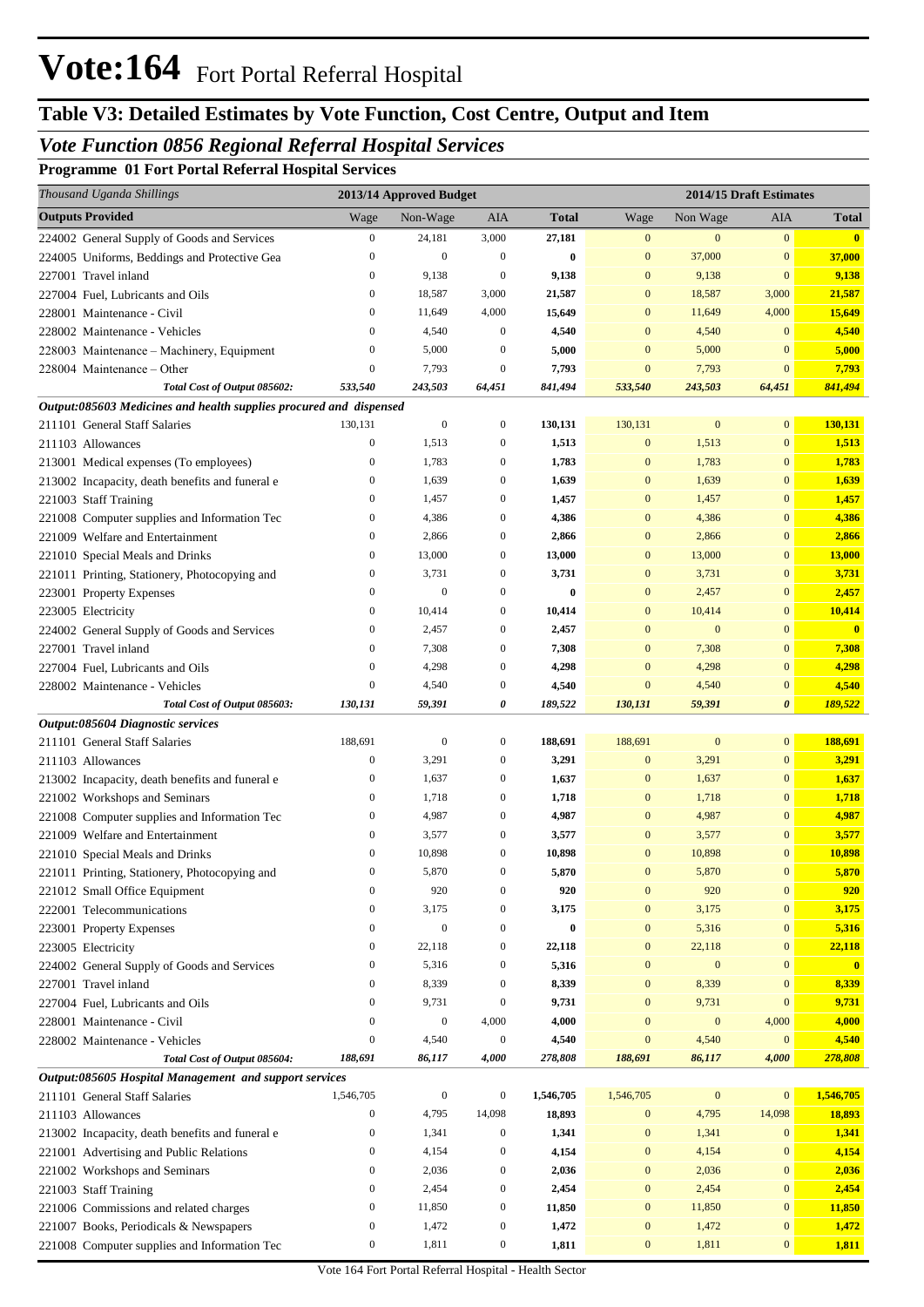# Vote:164 Fort Portal Referral Hospital

## Table V3: Detailed Estimates by Vote Function, Cost Centre, Output and Item

### *Vote Function 0856 Regional Referral Hospital Services*

**Programme 01 Fort Portal Referral Hospital Services**

| *Thousand Uganda Shillings* | 2013/14 Approved Budget | | | | 2014/15 Draft Estimates | | | |
|---|---|---|---|---|---|---|---|---|
| **Outputs Provided** | Wage | Non-Wage | AIA | Total | Wage | Non Wage | AIA | Total |
| 224002 General Supply of Goods and Services | 0 | 24,181 | 3,000 | 27,181 | 0 | 0 | 0 | 0 |
| 224005 Uniforms, Beddings and Protective Gea | 0 | 0 | 0 | 0 | 0 | 37,000 | 0 | 37,000 |
| 227001 Travel inland | 0 | 9,138 | 0 | 9,138 | 0 | 9,138 | 0 | 9,138 |
| 227004 Fuel, Lubricants and Oils | 0 | 18,587 | 3,000 | 21,587 | 0 | 18,587 | 3,000 | 21,587 |
| 228001 Maintenance - Civil | 0 | 11,649 | 4,000 | 15,649 | 0 | 11,649 | 4,000 | 15,649 |
| 228002 Maintenance - Vehicles | 0 | 4,540 | 0 | 4,540 | 0 | 4,540 | 0 | 4,540 |
| 228003 Maintenance – Machinery, Equipment | 0 | 5,000 | 0 | 5,000 | 0 | 5,000 | 0 | 5,000 |
| 228004 Maintenance – Other | 0 | 7,793 | 0 | 7,793 | 0 | 7,793 | 0 | 7,793 |
| ***Total Cost of Output 085602:*** | ***533,540*** | ***243,503*** | ***64,451*** | ***841,494*** | ***533,540*** | ***243,503*** | ***64,451*** | ***841,494*** |
| ***Output:085603 Medicines and health supplies procured and dispensed*** | | | | | | | | |
| 211101 General Staff Salaries | 130,131 | 0 | 0 | 130,131 | 130,131 | 0 | 0 | 130,131 |
| 211103 Allowances | 0 | 1,513 | 0 | 1,513 | 0 | 1,513 | 0 | 1,513 |
| 213001 Medical expenses (To employees) | 0 | 1,783 | 0 | 1,783 | 0 | 1,783 | 0 | 1,783 |
| 213002 Incapacity, death benefits and funeral e | 0 | 1,639 | 0 | 1,639 | 0 | 1,639 | 0 | 1,639 |
| 221003 Staff Training | 0 | 1,457 | 0 | 1,457 | 0 | 1,457 | 0 | 1,457 |
| 221008 Computer supplies and Information Tec | 0 | 4,386 | 0 | 4,386 | 0 | 4,386 | 0 | 4,386 |
| 221009 Welfare and Entertainment | 0 | 2,866 | 0 | 2,866 | 0 | 2,866 | 0 | 2,866 |
| 221010 Special Meals and Drinks | 0 | 13,000 | 0 | 13,000 | 0 | 13,000 | 0 | 13,000 |
| 221011 Printing, Stationery, Photocopying and | 0 | 3,731 | 0 | 3,731 | 0 | 3,731 | 0 | 3,731 |
| 223001 Property Expenses | 0 | 0 | 0 | 0 | 0 | 2,457 | 0 | 2,457 |
| 223005 Electricity | 0 | 10,414 | 0 | 10,414 | 0 | 10,414 | 0 | 10,414 |
| 224002 General Supply of Goods and Services | 0 | 2,457 | 0 | 2,457 | 0 | 0 | 0 | 0 |
| 227001 Travel inland | 0 | 7,308 | 0 | 7,308 | 0 | 7,308 | 0 | 7,308 |
| 227004 Fuel, Lubricants and Oils | 0 | 4,298 | 0 | 4,298 | 0 | 4,298 | 0 | 4,298 |
| 228002 Maintenance - Vehicles | 0 | 4,540 | 0 | 4,540 | 0 | 4,540 | 0 | 4,540 |
| ***Total Cost of Output 085603:*** | ***130,131*** | ***59,391*** | ***0*** | ***189,522*** | ***130,131*** | ***59,391*** | ***0*** | ***189,522*** |
| ***Output:085604 Diagnostic services*** | | | | | | | | |
| 211101 General Staff Salaries | 188,691 | 0 | 0 | 188,691 | 188,691 | 0 | 0 | 188,691 |
| 211103 Allowances | 0 | 3,291 | 0 | 3,291 | 0 | 3,291 | 0 | 3,291 |
| 213002 Incapacity, death benefits and funeral e | 0 | 1,637 | 0 | 1,637 | 0 | 1,637 | 0 | 1,637 |
| 221002 Workshops and Seminars | 0 | 1,718 | 0 | 1,718 | 0 | 1,718 | 0 | 1,718 |
| 221008 Computer supplies and Information Tec | 0 | 4,987 | 0 | 4,987 | 0 | 4,987 | 0 | 4,987 |
| 221009 Welfare and Entertainment | 0 | 3,577 | 0 | 3,577 | 0 | 3,577 | 0 | 3,577 |
| 221010 Special Meals and Drinks | 0 | 10,898 | 0 | 10,898 | 0 | 10,898 | 0 | 10,898 |
| 221011 Printing, Stationery, Photocopying and | 0 | 5,870 | 0 | 5,870 | 0 | 5,870 | 0 | 5,870 |
| 221012 Small Office Equipment | 0 | 920 | 0 | 920 | 0 | 920 | 0 | 920 |
| 222001 Telecommunications | 0 | 3,175 | 0 | 3,175 | 0 | 3,175 | 0 | 3,175 |
| 223001 Property Expenses | 0 | 0 | 0 | 0 | 0 | 5,316 | 0 | 5,316 |
| 223005 Electricity | 0 | 22,118 | 0 | 22,118 | 0 | 22,118 | 0 | 22,118 |
| 224002 General Supply of Goods and Services | 0 | 5,316 | 0 | 5,316 | 0 | 0 | 0 | 0 |
| 227001 Travel inland | 0 | 8,339 | 0 | 8,339 | 0 | 8,339 | 0 | 8,339 |
| 227004 Fuel, Lubricants and Oils | 0 | 9,731 | 0 | 9,731 | 0 | 9,731 | 0 | 9,731 |
| 228001 Maintenance - Civil | 0 | 0 | 4,000 | 4,000 | 0 | 0 | 4,000 | 4,000 |
| 228002 Maintenance - Vehicles | 0 | 4,540 | 0 | 4,540 | 0 | 4,540 | 0 | 4,540 |
| ***Total Cost of Output 085604:*** | ***188,691*** | ***86,117*** | ***4,000*** | ***278,808*** | ***188,691*** | ***86,117*** | ***4,000*** | ***278,808*** |
| ***Output:085605 Hospital Management and support services*** | | | | | | | | |
| 211101 General Staff Salaries | 1,546,705 | 0 | 0 | 1,546,705 | 1,546,705 | 0 | 0 | 1,546,705 |
| 211103 Allowances | 0 | 4,795 | 14,098 | 18,893 | 0 | 4,795 | 14,098 | 18,893 |
| 213002 Incapacity, death benefits and funeral e | 0 | 1,341 | 0 | 1,341 | 0 | 1,341 | 0 | 1,341 |
| 221001 Advertising and Public Relations | 0 | 4,154 | 0 | 4,154 | 0 | 4,154 | 0 | 4,154 |
| 221002 Workshops and Seminars | 0 | 2,036 | 0 | 2,036 | 0 | 2,036 | 0 | 2,036 |
| 221003 Staff Training | 0 | 2,454 | 0 | 2,454 | 0 | 2,454 | 0 | 2,454 |
| 221006 Commissions and related charges | 0 | 11,850 | 0 | 11,850 | 0 | 11,850 | 0 | 11,850 |
| 221007 Books, Periodicals & Newspapers | 0 | 1,472 | 0 | 1,472 | 0 | 1,472 | 0 | 1,472 |
| 221008 Computer supplies and Information Tec | 0 | 1,811 | 0 | 1,811 | 0 | 1,811 | 0 | 1,811 |

Vote 164 Fort Portal Referral Hospital - Health Sector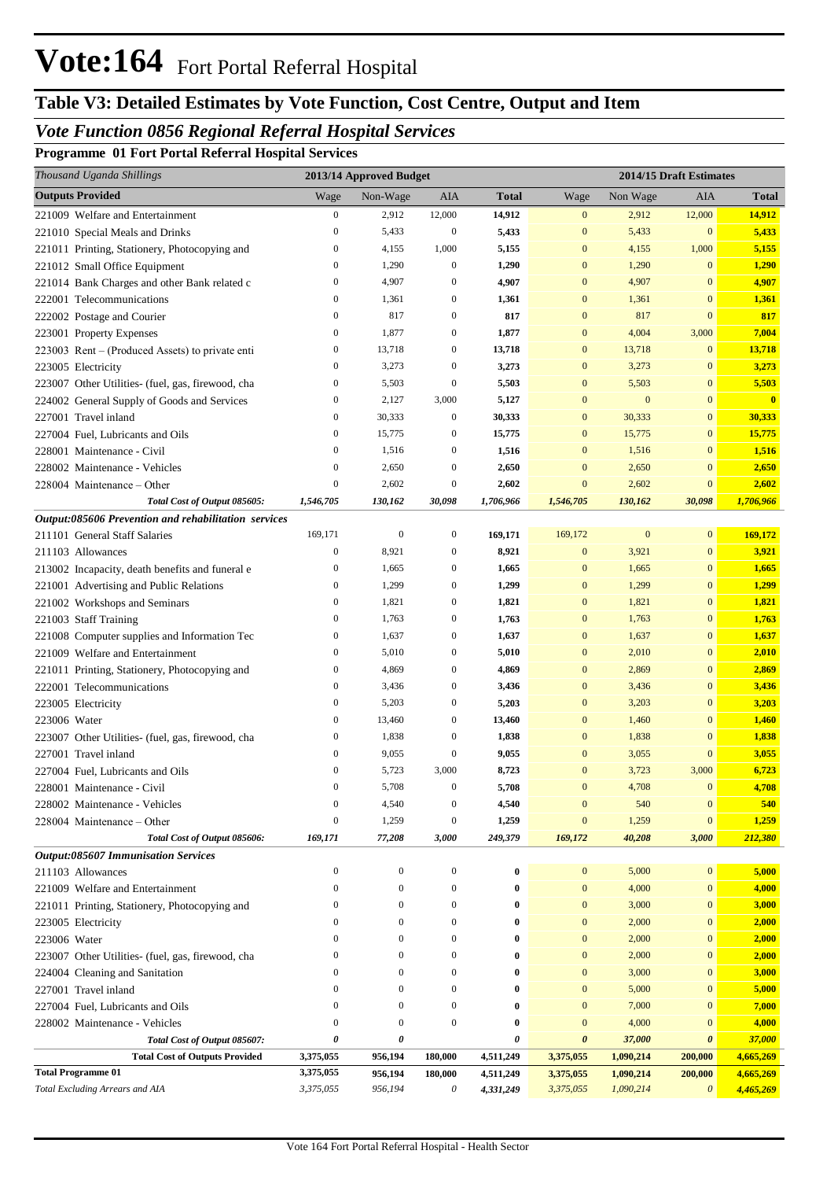# Vote:164 Fort Portal Referral Hospital

## Table V3: Detailed Estimates by Vote Function, Cost Centre, Output and Item

### *Vote Function 0856 Regional Referral Hospital Services*

#### Programme 01 Fort Portal Referral Hospital Services

| *Thousand Uganda Shillings* | 2013/14 Approved Budget | | | | 2014/15 Draft Estimates | | | |
|---|---|---|---|---|---|---|---|---|
| **Outputs Provided** | Wage | Non-Wage | AIA | **Total** | Wage | Non Wage | AIA | **Total** |
| 221009 Welfare and Entertainment | 0 | 2,912 | 12,000 | **14,912** | 0 | 2,912 | 12,000 | **14,912** |
| 221010 Special Meals and Drinks | 0 | 5,433 | 0 | **5,433** | 0 | 5,433 | 0 | **5,433** |
| 221011 Printing, Stationery, Photocopying and | 0 | 4,155 | 1,000 | **5,155** | 0 | 4,155 | 1,000 | **5,155** |
| 221012 Small Office Equipment | 0 | 1,290 | 0 | **1,290** | 0 | 1,290 | 0 | **1,290** |
| 221014 Bank Charges and other Bank related c | 0 | 4,907 | 0 | **4,907** | 0 | 4,907 | 0 | **4,907** |
| 222001 Telecommunications | 0 | 1,361 | 0 | **1,361** | 0 | 1,361 | 0 | **1,361** |
| 222002 Postage and Courier | 0 | 817 | 0 | **817** | 0 | 817 | 0 | **817** |
| 223001 Property Expenses | 0 | 1,877 | 0 | **1,877** | 0 | 4,004 | 3,000 | **7,004** |
| 223003 Rent – (Produced Assets) to private enti | 0 | 13,718 | 0 | **13,718** | 0 | 13,718 | 0 | **13,718** |
| 223005 Electricity | 0 | 3,273 | 0 | **3,273** | 0 | 3,273 | 0 | **3,273** |
| 223007 Other Utilities- (fuel, gas, firewood, cha | 0 | 5,503 | 0 | **5,503** | 0 | 5,503 | 0 | **5,503** |
| 224002 General Supply of Goods and Services | 0 | 2,127 | 3,000 | **5,127** | 0 | 0 | 0 | **0** |
| 227001 Travel inland | 0 | 30,333 | 0 | **30,333** | 0 | 30,333 | 0 | **30,333** |
| 227004 Fuel, Lubricants and Oils | 0 | 15,775 | 0 | **15,775** | 0 | 15,775 | 0 | **15,775** |
| 228001 Maintenance - Civil | 0 | 1,516 | 0 | **1,516** | 0 | 1,516 | 0 | **1,516** |
| 228002 Maintenance - Vehicles | 0 | 2,650 | 0 | **2,650** | 0 | 2,650 | 0 | **2,650** |
| 228004 Maintenance – Other | 0 | 2,602 | 0 | **2,602** | 0 | 2,602 | 0 | **2,602** |
| ***Total Cost of Output 085605:*** | ***1,546,705*** | ***130,162*** | ***30,098*** | ***1,706,966*** | ***1,546,705*** | ***130,162*** | ***30,098*** | ***1,706,966*** |
| ***Output:085606 Prevention and rehabilitation services*** | | | | | | | | |
| 211101 General Staff Salaries | 169,171 | 0 | 0 | **169,171** | 169,172 | 0 | 0 | **169,172** |
| 211103 Allowances | 0 | 8,921 | 0 | **8,921** | 0 | 3,921 | 0 | **3,921** |
| 213002 Incapacity, death benefits and funeral e | 0 | 1,665 | 0 | **1,665** | 0 | 1,665 | 0 | **1,665** |
| 221001 Advertising and Public Relations | 0 | 1,299 | 0 | **1,299** | 0 | 1,299 | 0 | **1,299** |
| 221002 Workshops and Seminars | 0 | 1,821 | 0 | **1,821** | 0 | 1,821 | 0 | **1,821** |
| 221003 Staff Training | 0 | 1,763 | 0 | **1,763** | 0 | 1,763 | 0 | **1,763** |
| 221008 Computer supplies and Information Tec | 0 | 1,637 | 0 | **1,637** | 0 | 1,637 | 0 | **1,637** |
| 221009 Welfare and Entertainment | 0 | 5,010 | 0 | **5,010** | 0 | 2,010 | 0 | **2,010** |
| 221011 Printing, Stationery, Photocopying and | 0 | 4,869 | 0 | **4,869** | 0 | 2,869 | 0 | **2,869** |
| 222001 Telecommunications | 0 | 3,436 | 0 | **3,436** | 0 | 3,436 | 0 | **3,436** |
| 223005 Electricity | 0 | 5,203 | 0 | **5,203** | 0 | 3,203 | 0 | **3,203** |
| 223006 Water | 0 | 13,460 | 0 | **13,460** | 0 | 1,460 | 0 | **1,460** |
| 223007 Other Utilities- (fuel, gas, firewood, cha | 0 | 1,838 | 0 | **1,838** | 0 | 1,838 | 0 | **1,838** |
| 227001 Travel inland | 0 | 9,055 | 0 | **9,055** | 0 | 3,055 | 0 | **3,055** |
| 227004 Fuel, Lubricants and Oils | 0 | 5,723 | 3,000 | **8,723** | 0 | 3,723 | 3,000 | **6,723** |
| 228001 Maintenance - Civil | 0 | 5,708 | 0 | **5,708** | 0 | 4,708 | 0 | **4,708** |
| 228002 Maintenance - Vehicles | 0 | 4,540 | 0 | **4,540** | 0 | 540 | 0 | **540** |
| 228004 Maintenance – Other | 0 | 1,259 | 0 | **1,259** | 0 | 1,259 | 0 | **1,259** |
| ***Total Cost of Output 085606:*** | ***169,171*** | ***77,208*** | ***3,000*** | ***249,379*** | ***169,172*** | ***40,208*** | ***3,000*** | ***212,380*** |
| ***Output:085607 Immunisation Services*** | | | | | | | | |
| 211103 Allowances | 0 | 0 | 0 | **0** | 0 | 5,000 | 0 | **5,000** |
| 221009 Welfare and Entertainment | 0 | 0 | 0 | **0** | 0 | 4,000 | 0 | **4,000** |
| 221011 Printing, Stationery, Photocopying and | 0 | 0 | 0 | **0** | 0 | 3,000 | 0 | **3,000** |
| 223005 Electricity | 0 | 0 | 0 | **0** | 0 | 2,000 | 0 | **2,000** |
| 223006 Water | 0 | 0 | 0 | **0** | 0 | 2,000 | 0 | **2,000** |
| 223007 Other Utilities- (fuel, gas, firewood, cha | 0 | 0 | 0 | **0** | 0 | 2,000 | 0 | **2,000** |
| 224004 Cleaning and Sanitation | 0 | 0 | 0 | **0** | 0 | 3,000 | 0 | **3,000** |
| 227001 Travel inland | 0 | 0 | 0 | **0** | 0 | 5,000 | 0 | **5,000** |
| 227004 Fuel, Lubricants and Oils | 0 | 0 | 0 | **0** | 0 | 7,000 | 0 | **7,000** |
| 228002 Maintenance - Vehicles | 0 | 0 | 0 | **0** | 0 | 4,000 | 0 | **4,000** |
| ***Total Cost of Output 085607:*** | ***0*** | ***0*** | | ***0*** | ***0*** | ***37,000*** | ***0*** | ***37,000*** |
| **Total Cost of Outputs Provided** | **3,375,055** | **956,194** | **180,000** | **4,511,249** | **3,375,055** | **1,090,214** | **200,000** | **4,665,269** |
| **Total Programme 01** | **3,375,055** | **956,194** | **180,000** | **4,511,249** | **3,375,055** | **1,090,214** | **200,000** | **4,665,269** |
| *Total Excluding Arrears and AIA* | *3,375,055* | *956,194* | *0* | ***4,331,249*** | *3,375,055* | *1,090,214* | ***0*** | ***4,465,269*** |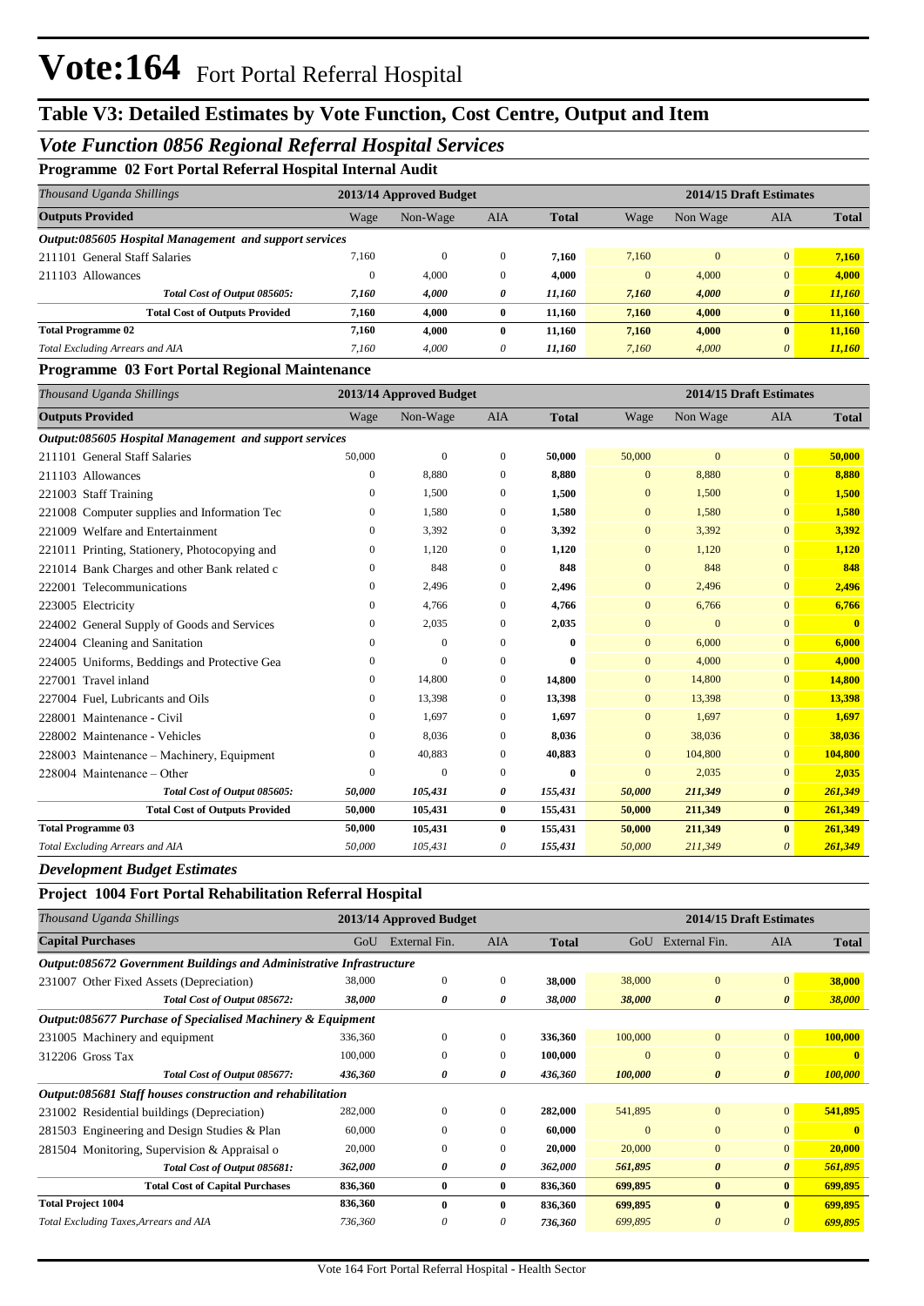# Vote:164 Fort Portal Referral Hospital

## Table V3: Detailed Estimates by Vote Function, Cost Centre, Output and Item

## *Vote Function 0856 Regional Referral Hospital Services*

### Programme 02 Fort Portal Referral Hospital Internal Audit

| *Thousand Uganda Shillings* | 2013/14 Approved Budget | | | | 2014/15 Draft Estimates | | | |
|---|---|---|---|---|---|---|---|---|
| **Outputs Provided** | Wage | Non-Wage | AIA | **Total** | Wage | Non Wage | AIA | **Total** |
| ***Output:085605 Hospital Management and support services*** | | | | | | | | |
| 211101 General Staff Salaries | 7,160 | 0 | 0 | **7,160** | 7,160 | 0 | 0 | **7,160** |
| 211103 Allowances | 0 | 4,000 | 0 | **4,000** | 0 | 4,000 | 0 | **4,000** |
| ***Total Cost of Output 085605:*** | ***7,160*** | ***4,000*** | ***0*** | ***11,160*** | ***7,160*** | ***4,000*** | ***0*** | ***11,160*** |
| **Total Cost of Outputs Provided** | **7,160** | **4,000** | **0** | **11,160** | **7,160** | **4,000** | **0** | **11,160** |
| **Total Programme 02** | **7,160** | **4,000** | **0** | **11,160** | **7,160** | **4,000** | **0** | **11,160** |
| *Total Excluding Arrears and AIA* | *7,160* | *4,000* | *0* | ***11,160*** | *7,160* | *4,000* | *0* | ***11,160*** |

### Programme 03 Fort Portal Regional Maintenance

| *Thousand Uganda Shillings* | 2013/14 Approved Budget | | | | 2014/15 Draft Estimates | | | |
|---|---|---|---|---|---|---|---|---|
| **Outputs Provided** | Wage | Non-Wage | AIA | **Total** | Wage | Non Wage | AIA | **Total** |
| ***Output:085605 Hospital Management and support services*** | | | | | | | | |
| 211101 General Staff Salaries | 50,000 | 0 | 0 | **50,000** | 50,000 | 0 | 0 | **50,000** |
| 211103 Allowances | 0 | 8,880 | 0 | **8,880** | 0 | 8,880 | 0 | **8,880** |
| 221003 Staff Training | 0 | 1,500 | 0 | **1,500** | 0 | 1,500 | 0 | **1,500** |
| 221008 Computer supplies and Information Tec | 0 | 1,580 | 0 | **1,580** | 0 | 1,580 | 0 | **1,580** |
| 221009 Welfare and Entertainment | 0 | 3,392 | 0 | **3,392** | 0 | 3,392 | 0 | **3,392** |
| 221011 Printing, Stationery, Photocopying and | 0 | 1,120 | 0 | **1,120** | 0 | 1,120 | 0 | **1,120** |
| 221014 Bank Charges and other Bank related c | 0 | 848 | 0 | **848** | 0 | 848 | 0 | **848** |
| 222001 Telecommunications | 0 | 2,496 | 0 | **2,496** | 0 | 2,496 | 0 | **2,496** |
| 223005 Electricity | 0 | 4,766 | 0 | **4,766** | 0 | 6,766 | 0 | **6,766** |
| 224002 General Supply of Goods and Services | 0 | 2,035 | 0 | **2,035** | 0 | 0 | 0 | **0** |
| 224004 Cleaning and Sanitation | 0 | 0 | 0 | **0** | 0 | 6,000 | 0 | **6,000** |
| 224005 Uniforms, Beddings and Protective Gea | 0 | 0 | 0 | **0** | 0 | 4,000 | 0 | **4,000** |
| 227001 Travel inland | 0 | 14,800 | 0 | **14,800** | 0 | 14,800 | 0 | **14,800** |
| 227004 Fuel, Lubricants and Oils | 0 | 13,398 | 0 | **13,398** | 0 | 13,398 | 0 | **13,398** |
| 228001 Maintenance - Civil | 0 | 1,697 | 0 | **1,697** | 0 | 1,697 | 0 | **1,697** |
| 228002 Maintenance - Vehicles | 0 | 8,036 | 0 | **8,036** | 0 | 38,036 | 0 | **38,036** |
| 228003 Maintenance – Machinery, Equipment | 0 | 40,883 | 0 | **40,883** | 0 | 104,800 | 0 | **104,800** |
| 228004 Maintenance – Other | 0 | 0 | 0 | **0** | 0 | 2,035 | 0 | **2,035** |
| ***Total Cost of Output 085605:*** | ***50,000*** | ***105,431*** | ***0*** | ***155,431*** | ***50,000*** | ***211,349*** | ***0*** | ***261,349*** |
| **Total Cost of Outputs Provided** | **50,000** | **105,431** | **0** | **155,431** | **50,000** | **211,349** | **0** | **261,349** |
| **Total Programme 03** | **50,000** | **105,431** | **0** | **155,431** | **50,000** | **211,349** | **0** | **261,349** |
| *Total Excluding Arrears and AIA* | *50,000* | *105,431* | *0* | ***155,431*** | *50,000* | *211,349* | *0* | ***261,349*** |

### *Development Budget Estimates*

### Project 1004 Fort Portal Rehabilitation Referral Hospital

| *Thousand Uganda Shillings* | 2013/14 Approved Budget | | | | 2014/15 Draft Estimates | | | |
|---|---|---|---|---|---|---|---|---|
| **Capital Purchases** | GoU | External Fin. | AIA | **Total** | GoU | External Fin. | AIA | **Total** |
| ***Output:085672 Government Buildings and Administrative Infrastructure*** | | | | | | | | |
| 231007 Other Fixed Assets (Depreciation) | 38,000 | 0 | 0 | **38,000** | 38,000 | 0 | 0 | **38,000** |
| ***Total Cost of Output 085672:*** | ***38,000*** | ***0*** | ***0*** | ***38,000*** | ***38,000*** | ***0*** | ***0*** | ***38,000*** |
| ***Output:085677 Purchase of Specialised Machinery & Equipment*** | | | | | | | | |
| 231005 Machinery and equipment | 336,360 | 0 | 0 | **336,360** | 100,000 | 0 | 0 | **100,000** |
| 312206 Gross Tax | 100,000 | 0 | 0 | **100,000** | 0 | 0 | 0 | **0** |
| ***Total Cost of Output 085677:*** | ***436,360*** | ***0*** | ***0*** | ***436,360*** | ***100,000*** | ***0*** | ***0*** | ***100,000*** |
| ***Output:085681 Staff houses construction and rehabilitation*** | | | | | | | | |
| 231002 Residential buildings (Depreciation) | 282,000 | 0 | 0 | **282,000** | 541,895 | 0 | 0 | **541,895** |
| 281503 Engineering and Design Studies & Plan | 60,000 | 0 | 0 | **60,000** | 0 | 0 | 0 | **0** |
| 281504 Monitoring, Supervision & Appraisal o | 20,000 | 0 | 0 | **20,000** | 20,000 | 0 | 0 | **20,000** |
| ***Total Cost of Output 085681:*** | ***362,000*** | ***0*** | ***0*** | ***362,000*** | ***561,895*** | ***0*** | ***0*** | ***561,895*** |
| **Total Cost of Capital Purchases** | **836,360** | **0** | **0** | **836,360** | **699,895** | **0** | **0** | **699,895** |
| **Total Project 1004** | **836,360** | **0** | **0** | **836,360** | **699,895** | **0** | **0** | **699,895** |
| *Total Excluding Taxes,Arrears and AIA* | *736,360* | *0* | *0* | ***736,360*** | *699,895* | *0* | *0* | ***699,895*** |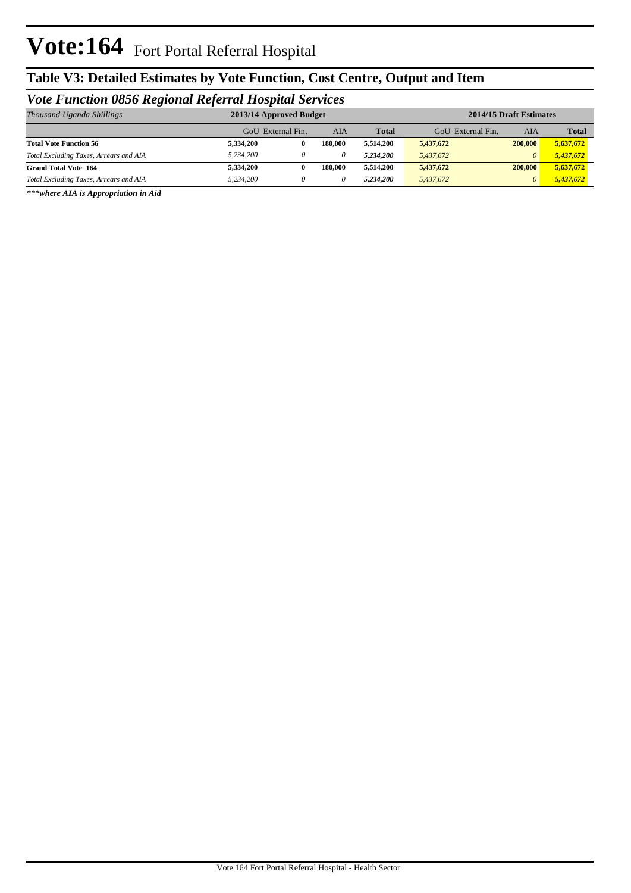# Vote:164 Fort Portal Referral Hospital

## Table V3: Detailed Estimates by Vote Function, Cost Centre, Output and Item

### *Vote Function 0856 Regional Referral Hospital Services*

| *Thousand Uganda Shillings* | 2013/14 Approved Budget | | | | 2014/15 Draft Estimates | | | |
|---|---|---|---|---|---|---|---|---|
| | GoU | External Fin. | AIA | Total | GoU | External Fin. | AIA | Total |
| **Total Vote Function 56** | **5,334,200** | **0** | **180,000** | **5,514,200** | **5,437,672** | | **200,000** | **5,637,672** |
| *Total Excluding Taxes, Arrears and AIA* | *5,234,200* | *0* | *0* | ***5,234,200*** | *5,437,672* | | *0* | ***5,437,672*** |
| **Grand Total Vote 164** | **5,334,200** | **0** | **180,000** | **5,514,200** | **5,437,672** | | **200,000** | **5,637,672** |
| *Total Excluding Taxes, Arrears and AIA* | *5,234,200* | *0* | *0* | ***5,234,200*** | *5,437,672* | | *0* | ***5,437,672*** |

***\*\*\*where AIA is Appropriation in Aid***